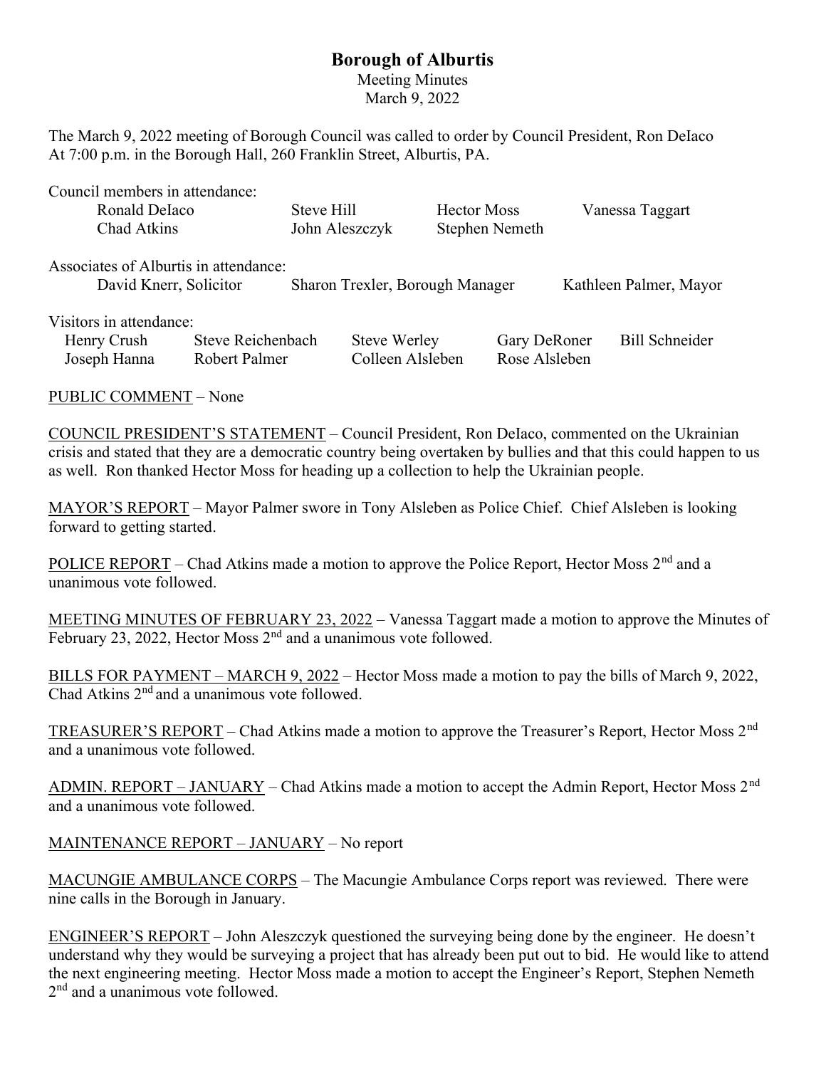# Borough of Alburtis

Meeting Minutes
March 9, 2022

The March 9, 2022 meeting of Borough Council was called to order by Council President, Ron DeIaco At 7:00 p.m. in the Borough Hall, 260 Franklin Street, Alburtis, PA.

Council members in attendance:

| | | | |
|---|---|---|---|
| Ronald DeIaco | Steve Hill | Hector Moss | Vanessa Taggart |
| Chad Atkins | John Aleszczyk | Stephen Nemeth | |

Associates of Alburtis in attendance:

| | | |
|---|---|---|
| David Knerr, Solicitor | Sharon Trexler, Borough Manager | Kathleen Palmer, Mayor |

Visitors in attendance:

| | | | | |
|---|---|---|---|---|
| Henry Crush | Steve Reichenbach | Steve Werley | Gary DeRoner | Bill Schneider |
| Joseph Hanna | Robert Palmer | Colleen Alsleben | Rose Alsleben | |

PUBLIC COMMENT – None

COUNCIL PRESIDENT'S STATEMENT – Council President, Ron DeIaco, commented on the Ukrainian crisis and stated that they are a democratic country being overtaken by bullies and that this could happen to us as well. Ron thanked Hector Moss for heading up a collection to help the Ukrainian people.

MAYOR'S REPORT – Mayor Palmer swore in Tony Alsleben as Police Chief. Chief Alsleben is looking forward to getting started.

POLICE REPORT – Chad Atkins made a motion to approve the Police Report, Hector Moss 2nd and a unanimous vote followed.

MEETING MINUTES OF FEBRUARY 23, 2022 – Vanessa Taggart made a motion to approve the Minutes of February 23, 2022, Hector Moss 2nd and a unanimous vote followed.

BILLS FOR PAYMENT – MARCH 9, 2022 – Hector Moss made a motion to pay the bills of March 9, 2022, Chad Atkins 2nd and a unanimous vote followed.

TREASURER'S REPORT – Chad Atkins made a motion to approve the Treasurer's Report, Hector Moss 2nd and a unanimous vote followed.

ADMIN. REPORT – JANUARY – Chad Atkins made a motion to accept the Admin Report, Hector Moss 2nd and a unanimous vote followed.

MAINTENANCE REPORT – JANUARY – No report

MACUNGIE AMBULANCE CORPS – The Macungie Ambulance Corps report was reviewed. There were nine calls in the Borough in January.

ENGINEER'S REPORT – John Aleszczyk questioned the surveying being done by the engineer. He doesn't understand why they would be surveying a project that has already been put out to bid. He would like to attend the next engineering meeting. Hector Moss made a motion to accept the Engineer's Report, Stephen Nemeth 2nd and a unanimous vote followed.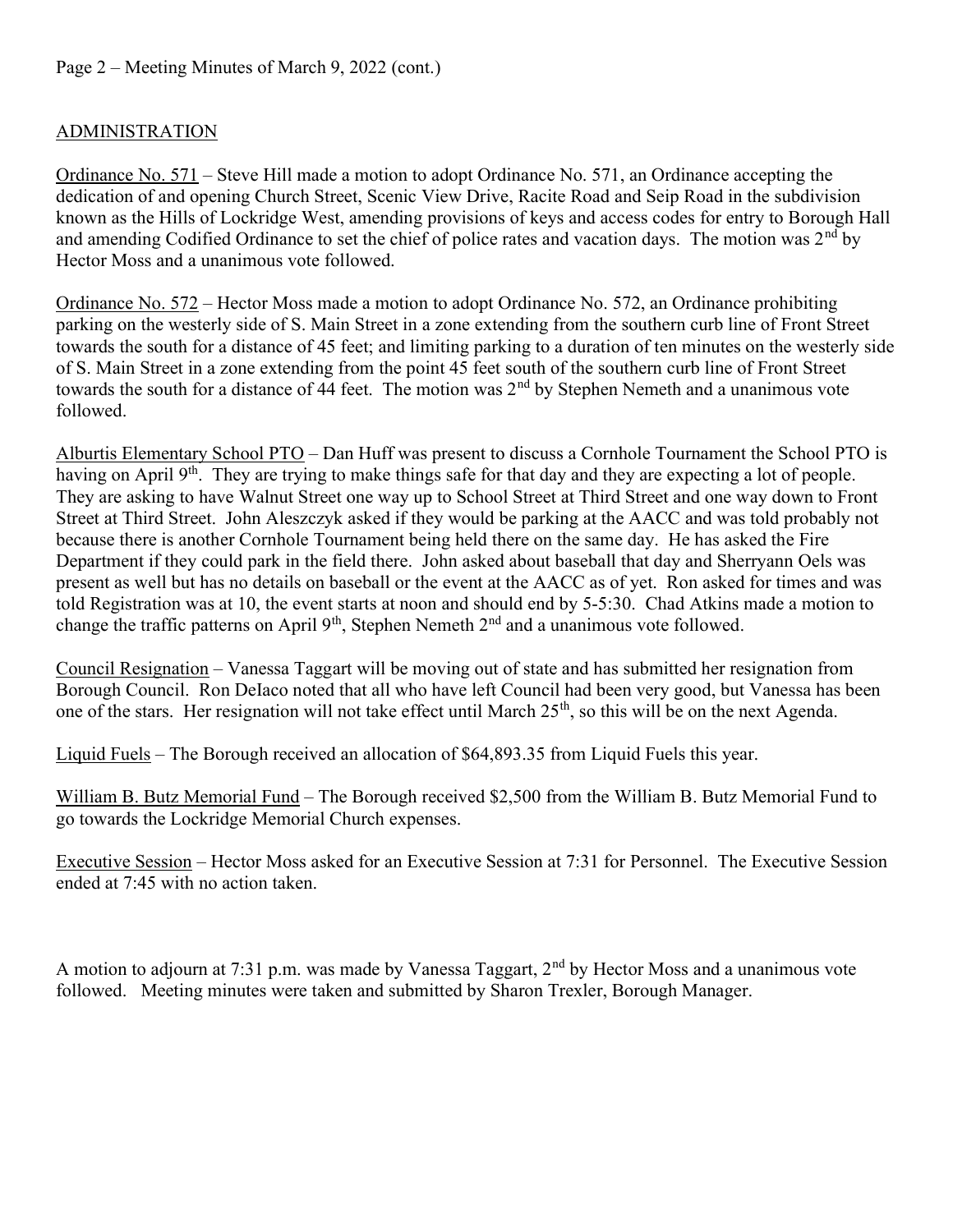Page 2 – Meeting Minutes of March 9, 2022 (cont.)

## ADMINISTRATION

Ordinance No. 571 – Steve Hill made a motion to adopt Ordinance No. 571, an Ordinance accepting the dedication of and opening Church Street, Scenic View Drive, Racite Road and Seip Road in the subdivision known as the Hills of Lockridge West, amending provisions of keys and access codes for entry to Borough Hall and amending Codified Ordinance to set the chief of police rates and vacation days. The motion was 2nd by Hector Moss and a unanimous vote followed.

Ordinance No. 572 – Hector Moss made a motion to adopt Ordinance No. 572, an Ordinance prohibiting parking on the westerly side of S. Main Street in a zone extending from the southern curb line of Front Street towards the south for a distance of 45 feet; and limiting parking to a duration of ten minutes on the westerly side of S. Main Street in a zone extending from the point 45 feet south of the southern curb line of Front Street towards the south for a distance of 44 feet. The motion was 2nd by Stephen Nemeth and a unanimous vote followed.

Alburtis Elementary School PTO – Dan Huff was present to discuss a Cornhole Tournament the School PTO is having on April 9th. They are trying to make things safe for that day and they are expecting a lot of people. They are asking to have Walnut Street one way up to School Street at Third Street and one way down to Front Street at Third Street. John Aleszczyk asked if they would be parking at the AACC and was told probably not because there is another Cornhole Tournament being held there on the same day. He has asked the Fire Department if they could park in the field there. John asked about baseball that day and Sherryann Oels was present as well but has no details on baseball or the event at the AACC as of yet. Ron asked for times and was told Registration was at 10, the event starts at noon and should end by 5-5:30. Chad Atkins made a motion to change the traffic patterns on April 9th, Stephen Nemeth 2nd and a unanimous vote followed.

Council Resignation – Vanessa Taggart will be moving out of state and has submitted her resignation from Borough Council. Ron DeIaco noted that all who have left Council had been very good, but Vanessa has been one of the stars. Her resignation will not take effect until March 25th, so this will be on the next Agenda.

Liquid Fuels – The Borough received an allocation of $64,893.35 from Liquid Fuels this year.

William B. Butz Memorial Fund – The Borough received $2,500 from the William B. Butz Memorial Fund to go towards the Lockridge Memorial Church expenses.

Executive Session – Hector Moss asked for an Executive Session at 7:31 for Personnel. The Executive Session ended at 7:45 with no action taken.

A motion to adjourn at 7:31 p.m. was made by Vanessa Taggart, 2nd by Hector Moss and a unanimous vote followed. Meeting minutes were taken and submitted by Sharon Trexler, Borough Manager.